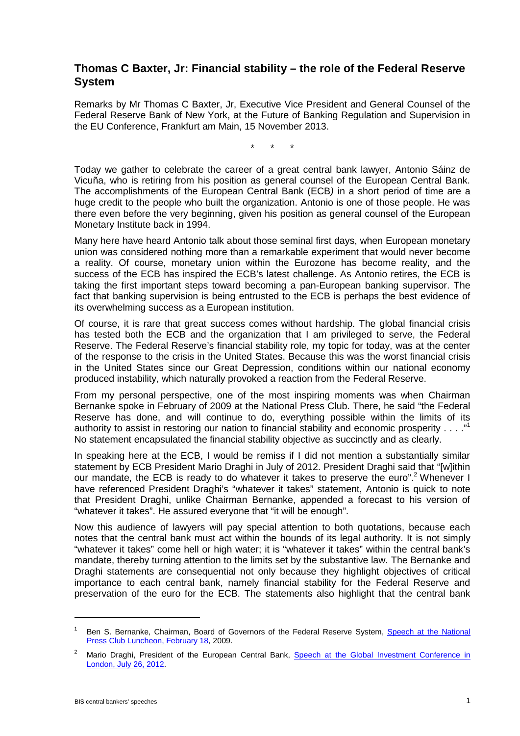# Thomas C Baxter, Jr: Financial stability – the role of the Federal Reserve System

Remarks by Mr Thomas C Baxter, Jr, Executive Vice President and General Counsel of the Federal Reserve Bank of New York, at the Future of Banking Regulation and Supervision in the EU Conference, Frankfurt am Main, 15 November 2013.

\* \* \*

Today we gather to celebrate the career of a great central bank lawyer, Antonio Sáinz de Vicuña, who is retiring from his position as general counsel of the European Central Bank. The accomplishments of the European Central Bank (ECB*)* in a short period of time are a huge credit to the people who built the organization. Antonio is one of those people. He was there even before the very beginning, given his position as general counsel of the European Monetary Institute back in 1994.

Many here have heard Antonio talk about those seminal first days, when European monetary union was considered nothing more than a remarkable experiment that would never become a reality. Of course, monetary union within the Eurozone has become reality, and the success of the ECB has inspired the ECB's latest challenge. As Antonio retires, the ECB is taking the first important steps toward becoming a pan-European banking supervisor. The fact that banking supervision is being entrusted to the ECB is perhaps the best evidence of its overwhelming success as a European institution.

Of course, it is rare that great success comes without hardship. The global financial crisis has tested both the ECB and the organization that I am privileged to serve, the Federal Reserve. The Federal Reserve's financial stability role, my topic for today, was at the center of the response to the crisis in the United States. Because this was the worst financial crisis in the United States since our Great Depression, conditions within our national economy produced instability, which naturally provoked a reaction from the Federal Reserve.

From my personal perspective, one of the most inspiring moments was when Chairman Bernanke spoke in February of 2009 at the National Press Club. There, he said "the Federal Reserve has done, and will continue to do, everything possible within the limits of its authority to assist in restoring our nation to financial stability and economic prosperity . . . ."[1] No statement encapsulated the financial stability objective as succinctly and as clearly.

In speaking here at the ECB, I would be remiss if I did not mention a substantially similar statement by ECB President Mario Draghi in July of 2012. President Draghi said that "[w]ithin our mandate, the ECB is ready to do whatever it takes to preserve the euro".[2] Whenever I have referenced President Draghi's "whatever it takes" statement, Antonio is quick to note that President Draghi, unlike Chairman Bernanke, appended a forecast to his version of "whatever it takes". He assured everyone that "it will be enough".

Now this audience of lawyers will pay special attention to both quotations, because each notes that the central bank must act within the bounds of its legal authority. It is not simply "whatever it takes" come hell or high water; it is "whatever it takes" within the central bank's mandate, thereby turning attention to the limits set by the substantive law. The Bernanke and Draghi statements are consequential not only because they highlight objectives of critical importance to each central bank, namely financial stability for the Federal Reserve and preservation of the euro for the ECB. The statements also highlight that the central bank

---

[1] Ben S. Bernanke, Chairman, Board of Governors of the Federal Reserve System, Speech at the National Press Club Luncheon, February 18, 2009.

[2] Mario Draghi, President of the European Central Bank, Speech at the Global Investment Conference in London, July 26, 2012.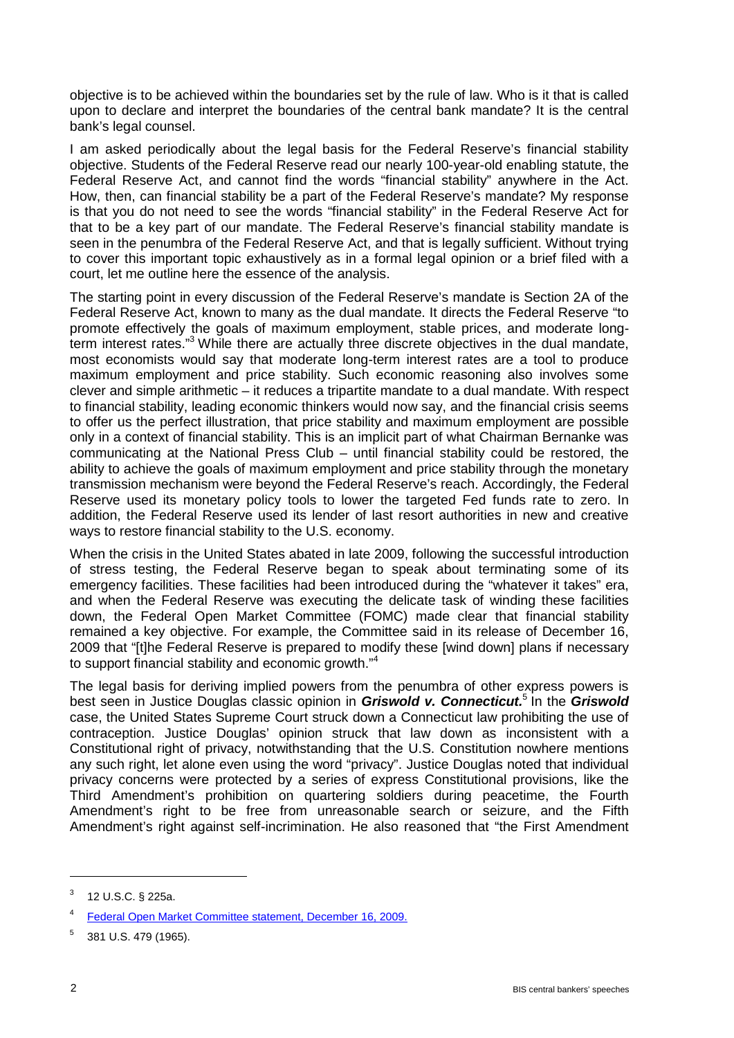objective is to be achieved within the boundaries set by the rule of law. Who is it that is called upon to declare and interpret the boundaries of the central bank mandate? It is the central bank's legal counsel.

I am asked periodically about the legal basis for the Federal Reserve's financial stability objective. Students of the Federal Reserve read our nearly 100-year-old enabling statute, the Federal Reserve Act, and cannot find the words "financial stability" anywhere in the Act. How, then, can financial stability be a part of the Federal Reserve's mandate? My response is that you do not need to see the words "financial stability" in the Federal Reserve Act for that to be a key part of our mandate. The Federal Reserve's financial stability mandate is seen in the penumbra of the Federal Reserve Act, and that is legally sufficient. Without trying to cover this important topic exhaustively as in a formal legal opinion or a brief filed with a court, let me outline here the essence of the analysis.

The starting point in every discussion of the Federal Reserve's mandate is Section 2A of the Federal Reserve Act, known to many as the dual mandate. It directs the Federal Reserve "to promote effectively the goals of maximum employment, stable prices, and moderate long-term interest rates."[3] While there are actually three discrete objectives in the dual mandate, most economists would say that moderate long-term interest rates are a tool to produce maximum employment and price stability. Such economic reasoning also involves some clever and simple arithmetic – it reduces a tripartite mandate to a dual mandate. With respect to financial stability, leading economic thinkers would now say, and the financial crisis seems to offer us the perfect illustration, that price stability and maximum employment are possible only in a context of financial stability. This is an implicit part of what Chairman Bernanke was communicating at the National Press Club – until financial stability could be restored, the ability to achieve the goals of maximum employment and price stability through the monetary transmission mechanism were beyond the Federal Reserve's reach. Accordingly, the Federal Reserve used its monetary policy tools to lower the targeted Fed funds rate to zero. In addition, the Federal Reserve used its lender of last resort authorities in new and creative ways to restore financial stability to the U.S. economy.

When the crisis in the United States abated in late 2009, following the successful introduction of stress testing, the Federal Reserve began to speak about terminating some of its emergency facilities. These facilities had been introduced during the "whatever it takes" era, and when the Federal Reserve was executing the delicate task of winding these facilities down, the Federal Open Market Committee (FOMC) made clear that financial stability remained a key objective. For example, the Committee said in its release of December 16, 2009 that "[t]he Federal Reserve is prepared to modify these [wind down] plans if necessary to support financial stability and economic growth."[4]

The legal basis for deriving implied powers from the penumbra of other express powers is best seen in Justice Douglas classic opinion in ***Griswold v. Connecticut.***[5] In the ***Griswold*** case, the United States Supreme Court struck down a Connecticut law prohibiting the use of contraception. Justice Douglas' opinion struck that law down as inconsistent with a Constitutional right of privacy, notwithstanding that the U.S. Constitution nowhere mentions any such right, let alone even using the word "privacy". Justice Douglas noted that individual privacy concerns were protected by a series of express Constitutional provisions, like the Third Amendment's prohibition on quartering soldiers during peacetime, the Fourth Amendment's right to be free from unreasonable search or seizure, and the Fifth Amendment's right against self-incrimination. He also reasoned that "the First Amendment

---

[3] 12 U.S.C. § 225a.

[4] Federal Open Market Committee statement, December 16, 2009.

[5] 381 U.S. 479 (1965).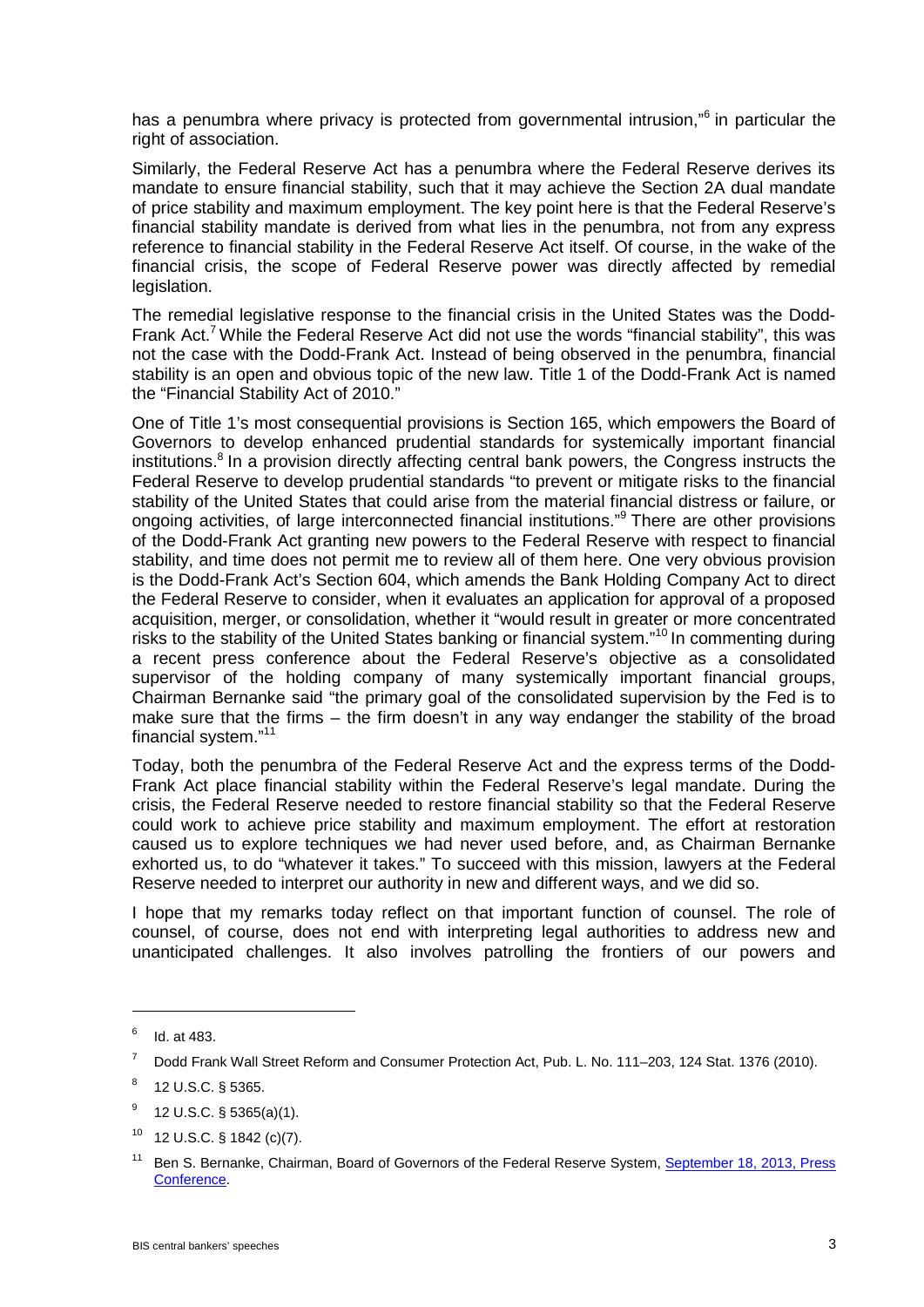has a penumbra where privacy is protected from governmental intrusion,"[6] in particular the right of association.

Similarly, the Federal Reserve Act has a penumbra where the Federal Reserve derives its mandate to ensure financial stability, such that it may achieve the Section 2A dual mandate of price stability and maximum employment. The key point here is that the Federal Reserve's financial stability mandate is derived from what lies in the penumbra, not from any express reference to financial stability in the Federal Reserve Act itself. Of course, in the wake of the financial crisis, the scope of Federal Reserve power was directly affected by remedial legislation.

The remedial legislative response to the financial crisis in the United States was the Dodd-Frank Act.[7] While the Federal Reserve Act did not use the words "financial stability", this was not the case with the Dodd-Frank Act. Instead of being observed in the penumbra, financial stability is an open and obvious topic of the new law. Title 1 of the Dodd-Frank Act is named the "Financial Stability Act of 2010."

One of Title 1's most consequential provisions is Section 165, which empowers the Board of Governors to develop enhanced prudential standards for systemically important financial institutions.[8] In a provision directly affecting central bank powers, the Congress instructs the Federal Reserve to develop prudential standards "to prevent or mitigate risks to the financial stability of the United States that could arise from the material financial distress or failure, or ongoing activities, of large interconnected financial institutions."[9] There are other provisions of the Dodd-Frank Act granting new powers to the Federal Reserve with respect to financial stability, and time does not permit me to review all of them here. One very obvious provision is the Dodd-Frank Act's Section 604, which amends the Bank Holding Company Act to direct the Federal Reserve to consider, when it evaluates an application for approval of a proposed acquisition, merger, or consolidation, whether it "would result in greater or more concentrated risks to the stability of the United States banking or financial system."[10] In commenting during a recent press conference about the Federal Reserve's objective as a consolidated supervisor of the holding company of many systemically important financial groups, Chairman Bernanke said "the primary goal of the consolidated supervision by the Fed is to make sure that the firms – the firm doesn't in any way endanger the stability of the broad financial system."[11]

Today, both the penumbra of the Federal Reserve Act and the express terms of the Dodd-Frank Act place financial stability within the Federal Reserve's legal mandate. During the crisis, the Federal Reserve needed to restore financial stability so that the Federal Reserve could work to achieve price stability and maximum employment. The effort at restoration caused us to explore techniques we had never used before, and, as Chairman Bernanke exhorted us, to do "whatever it takes." To succeed with this mission, lawyers at the Federal Reserve needed to interpret our authority in new and different ways, and we did so.

I hope that my remarks today reflect on that important function of counsel. The role of counsel, of course, does not end with interpreting legal authorities to address new and unanticipated challenges. It also involves patrolling the frontiers of our powers and

---

[6] Id. at 483.

[7] Dodd Frank Wall Street Reform and Consumer Protection Act, Pub. L. No. 111–203, 124 Stat. 1376 (2010).

[8] 12 U.S.C. § 5365.

[9] 12 U.S.C. § 5365(a)(1).

[10] 12 U.S.C. § 1842 (c)(7).

[11] Ben S. Bernanke, Chairman, Board of Governors of the Federal Reserve System, September 18, 2013, Press Conference.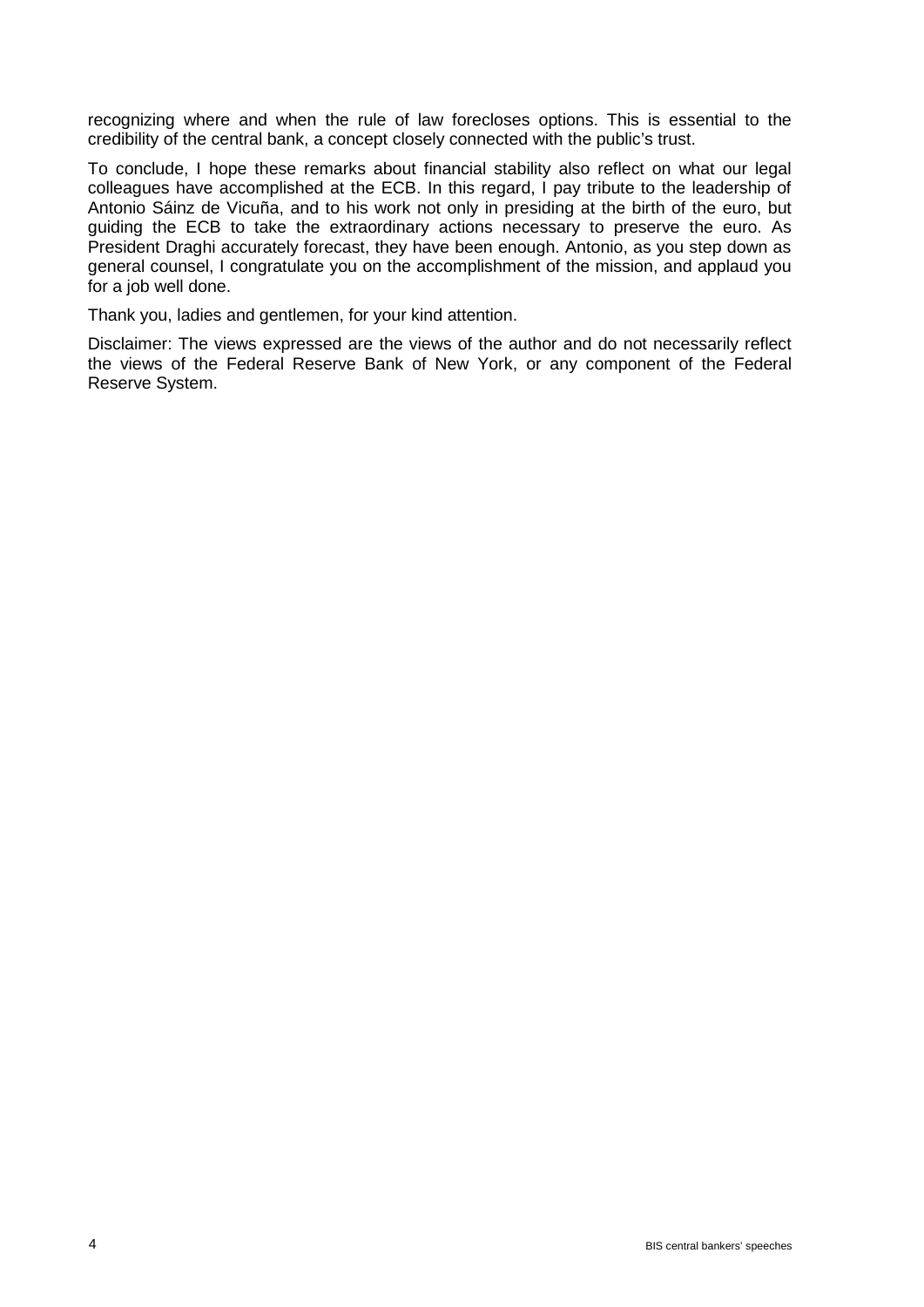recognizing where and when the rule of law forecloses options. This is essential to the credibility of the central bank, a concept closely connected with the public's trust.

To conclude, I hope these remarks about financial stability also reflect on what our legal colleagues have accomplished at the ECB. In this regard, I pay tribute to the leadership of Antonio Sáinz de Vicuña, and to his work not only in presiding at the birth of the euro, but guiding the ECB to take the extraordinary actions necessary to preserve the euro. As President Draghi accurately forecast, they have been enough. Antonio, as you step down as general counsel, I congratulate you on the accomplishment of the mission, and applaud you for a job well done.

Thank you, ladies and gentlemen, for your kind attention.

Disclaimer: The views expressed are the views of the author and do not necessarily reflect the views of the Federal Reserve Bank of New York, or any component of the Federal Reserve System.